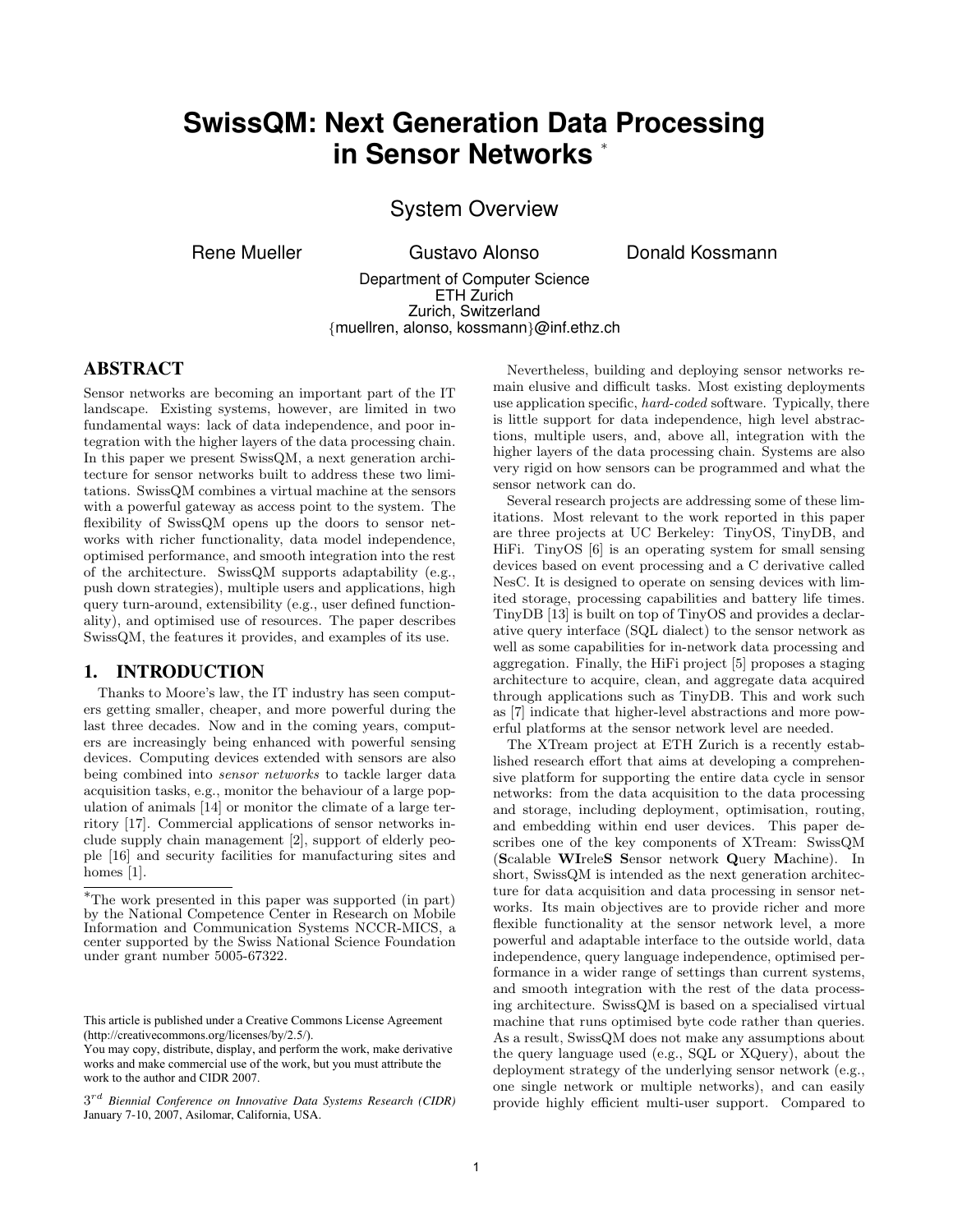# SwissQM: Next Generation Data Processing in Sensor Networks *

## System Overview

Rene Mueller  Gustavo Alonso  Donald Kossmann

Department of Computer Science
ETH Zurich
Zurich, Switzerland
{muellren, alonso, kossmann}@inf.ethz.ch

## ABSTRACT

Sensor networks are becoming an important part of the IT landscape. Existing systems, however, are limited in two fundamental ways: lack of data independence, and poor integration with the higher layers of the data processing chain. In this paper we present SwissQM, a next generation architecture for sensor networks built to address these two limitations. SwissQM combines a virtual machine at the sensors with a powerful gateway as access point to the system. The flexibility of SwissQM opens up the doors to sensor networks with richer functionality, data model independence, optimised performance, and smooth integration into the rest of the architecture. SwissQM supports adaptability (e.g., push down strategies), multiple users and applications, high query turn-around, extensibility (e.g., user defined functionality), and optimised use of resources. The paper describes SwissQM, the features it provides, and examples of its use.

## 1. INTRODUCTION

Thanks to Moore's law, the IT industry has seen computers getting smaller, cheaper, and more powerful during the last three decades. Now and in the coming years, computers are increasingly being enhanced with powerful sensing devices. Computing devices extended with sensors are also being combined into *sensor networks* to tackle larger data acquisition tasks, e.g., monitor the behaviour of a large population of animals [14] or monitor the climate of a large territory [17]. Commercial applications of sensor networks include supply chain management [2], support of elderly people [16] and security facilities for manufacturing sites and homes [1].

Nevertheless, building and deploying sensor networks remain elusive and difficult tasks. Most existing deployments use application specific, *hard-coded* software. Typically, there is little support for data independence, high level abstractions, multiple users and, above all, integration with the higher layers of the data processing chain. Systems are also very rigid on how sensors can be programmed and what the sensor network can do.

Several research projects are addressing some of these limitations. Most relevant to the work reported in this paper are three projects at UC Berkeley: TinyOS, TinyDB, and HiFi. TinyOS [6] is an operating system for small sensing devices based on event processing and a C derivative called NesC. It is designed to operate on sensing devices with limited storage, processing capabilities and battery life times. TinyDB [13] is built on top of TinyOS and provides a declarative query interface (SQL dialect) to the sensor network as well as some capabilities for in-network data processing and aggregation. Finally, the HiFi project [5] proposes a staging architecture to acquire, clean, and aggregate data acquired through applications such as TinyDB. This and work such as [7] indicate that higher-level abstractions and more powerful platforms at the sensor network level are needed.

The XTream project at ETH Zurich is a recently established research effort that aims at developing a comprehensive platform for supporting the entire data cycle in sensor networks: from the data acquisition to the data processing and storage, including deployment, optimisation, routing, and embedding within end user devices. This paper describes one of the key components of XTream: SwissQM (**S**calable **WI**rele**S** **S**ensor network **Q**uery **M**achine). In short, SwissQM is intended as the next generation architecture for data acquisition and data processing in sensor networks. Its main objectives are to provide richer and more flexible functionality at the sensor network level, a more powerful and adaptable interface to the outside world, data independence, query language independence, optimised performance in a wider range of settings than current systems, and smooth integration with the rest of the data processing architecture. SwissQM is based on a specialised virtual machine that runs optimised byte code rather than queries. As a result, SwissQM does not make any assumptions about the query language used (e.g., SQL or XQuery), about the deployment strategy of the underlying sensor network (e.g., one single network or multiple networks), and can easily provide highly efficient multi-user support. Compared to

*The work presented in this paper was supported (in part) by the National Competence Center in Research on Mobile Information and Communication Systems NCCR-MICS, a center supported by the Swiss National Science Foundation under grant number 5005-67322.

This article is published under a Creative Commons License Agreement (http://creativecommons.org/licenses/by/2.5/).
You may copy, distribute, display, and perform the work, make derivative works and make commercial use of the work, but you must attribute the work to the author and CIDR 2007.

$3^{rd}$ *Biennial Conference on Innovative Data Systems Research (CIDR)* January 7-10, 2007, Asilomar, California, USA.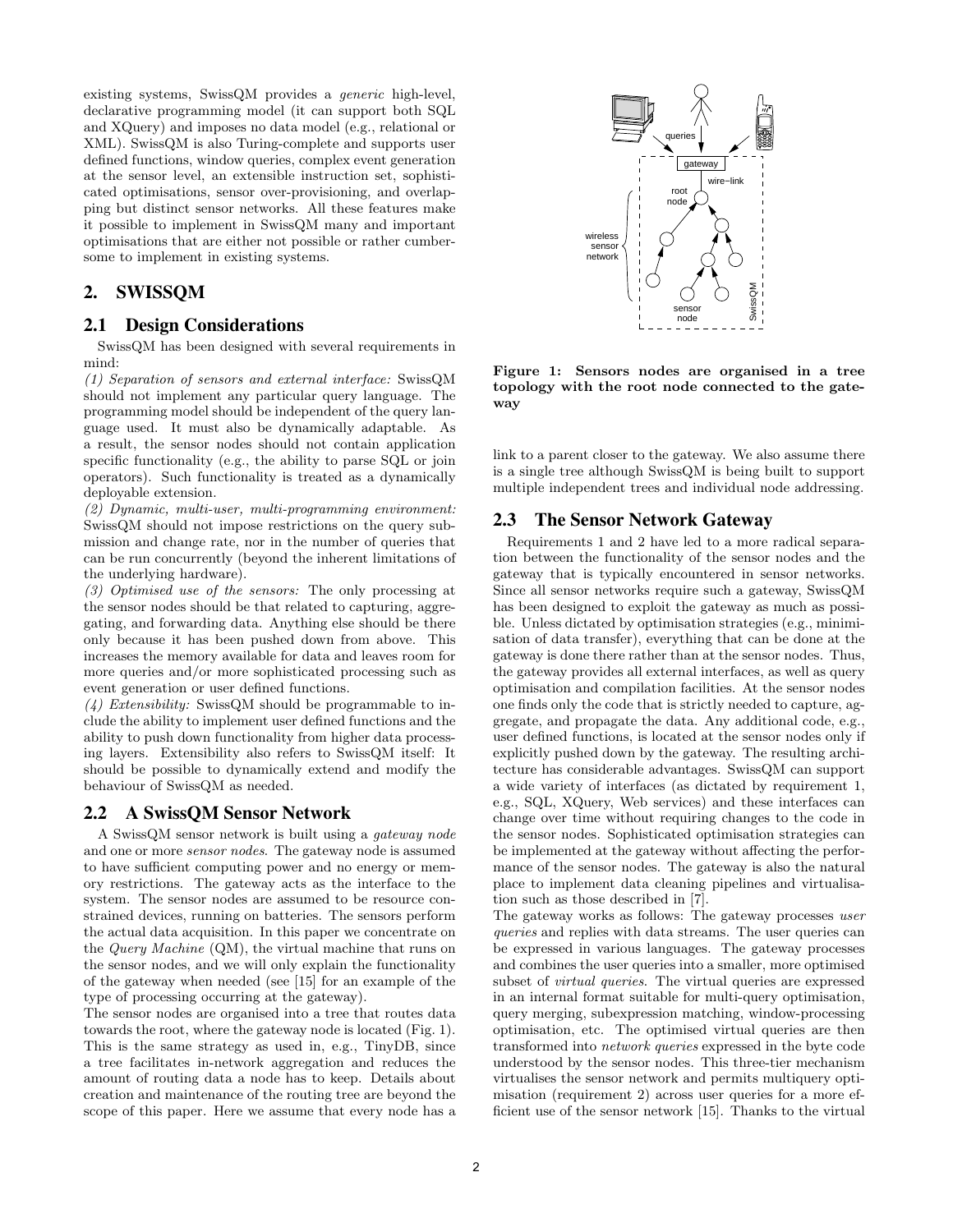existing systems, SwissQM provides a *generic* high-level, declarative programming model (it can support both SQL and XQuery) and imposes no data model (e.g., relational or XML). SwissQM is also Turing-complete and supports user defined functions, window queries, complex event generation at the sensor level, an extensible instruction set, sophisticated optimisations, sensor over-provisioning, and overlapping but distinct sensor networks. All these features make it possible to implement in SwissQM many and important optimisations that are either not possible or rather cumbersome to implement in existing systems.

## 2. SWISSQM

### 2.1 Design Considerations

SwissQM has been designed with several requirements in mind:

*(1) Separation of sensors and external interface:* SwissQM should not implement any particular query language. The programming model should be independent of the query language used. It must also be dynamically adaptable. As a result, the sensor nodes should not contain application specific functionality (e.g., the ability to parse SQL or join operators). Such functionality is treated as a dynamically deployable extension.

*(2) Dynamic, multi-user, multi-programming environment:* SwissQM should not impose restrictions on the query submission and change rate, nor in the number of queries that can be run concurrently (beyond the inherent limitations of the underlying hardware).

*(3) Optimised use of the sensors:* The only processing at the sensor nodes should be that related to capturing, aggregating, and forwarding data. Anything else should be there only because it has been pushed down from above. This increases the memory available for data and leaves room for more queries and/or more sophisticated processing such as event generation or user defined functions.

*(4) Extensibility:* SwissQM should be programmable to include the ability to implement user defined functions and the ability to push down functionality from higher data processing layers. Extensibility also refers to SwissQM itself: It should be possible to dynamically extend and modify the behaviour of SwissQM as needed.

### 2.2 A SwissQM Sensor Network

A SwissQM sensor network is built using a *gateway node* and one or more *sensor nodes*. The gateway node is assumed to have sufficient computing power and no energy or memory restrictions. The gateway acts as the interface to the system. The sensor nodes are assumed to be resource constrained devices, running on batteries. The sensors perform the actual data acquisition. In this paper we concentrate on the *Query Machine* (QM), the virtual machine that runs on the sensor nodes, and we will only explain the functionality of the gateway when needed (see [15] for an example of the type of processing occurring at the gateway).

The sensor nodes are organised into a tree that routes data towards the root, where the gateway node is located (Fig. 1). This is the same strategy as used in, e.g., TinyDB, since a tree facilitates in-network aggregation and reduces the amount of routing data a node has to keep. Details about creation and maintenance of the routing tree are beyond the scope of this paper. Here we assume that every node has a link to a parent closer to the gateway. We also assume there is a single tree although SwissQM is being built to support multiple independent trees and individual node addressing.

**Figure 1: Sensors nodes are organised in a tree topology with the root node connected to the gateway**

### 2.3 The Sensor Network Gateway

Requirements 1 and 2 have led to a more radical separation between the functionality of the sensor nodes and the gateway that is typically encountered in sensor networks. Since all sensor networks require such a gateway, SwissQM has been designed to exploit the gateway as much as possible. Unless dictated by optimisation strategies (e.g., minimisation of data transfer), everything that can be done at the gateway is done there rather than at the sensor nodes. Thus, the gateway provides all external interfaces, as well as query optimisation and compilation facilities. At the sensor nodes one finds only the code that is strictly needed to capture, aggregate, and propagate the data. Any additional code, e.g., user defined functions, is located at the sensor nodes only if explicitly pushed down by the gateway. The resulting architecture has considerable advantages. SwissQM can support a wide variety of interfaces (as dictated by requirement 1, e.g., SQL, XQuery, Web services) and these interfaces can change over time without requiring changes to the code in the sensor nodes. Sophisticated optimisation strategies can be implemented at the gateway without affecting the performance of the sensor nodes. The gateway is also the natural place to implement data cleaning pipelines and virtualisation such as those described in [7].

The gateway works as follows: The gateway processes *user queries* and replies with data streams. The user queries can be expressed in various languages. The gateway processes and combines the user queries into a smaller, more optimised subset of *virtual queries*. The virtual queries are expressed in an internal format suitable for multi-query optimisation, query merging, subexpression matching, window-processing optimisation, etc. The optimised virtual queries are then transformed into *network queries* expressed in the byte code understood by the sensor nodes. This three-tier mechanism virtualises the sensor network and permits multiquery optimisation (requirement 2) across user queries for a more efficient use of the sensor network [15]. Thanks to the virtual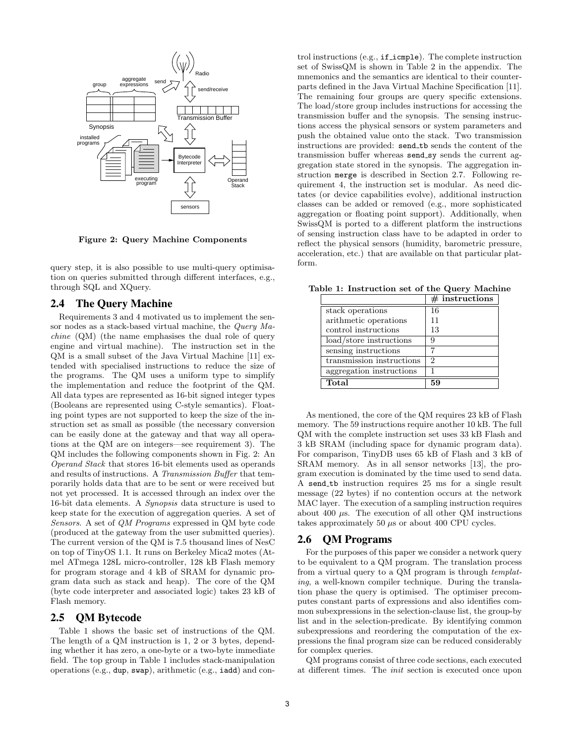Figure 2: Query Machine Components

query step, it is also possible to use multi-query optimisation on queries submitted through different interfaces, e.g., through SQL and XQuery.

## 2.4 The Query Machine

Requirements 3 and 4 motivated us to implement the sensor nodes as a stack-based virtual machine, the *Query Machine* (QM) (the name emphasises the dual role of query engine and virtual machine). The instruction set in the QM is a small subset of the Java Virtual Machine [11] extended with specialised instructions to reduce the size of the programs. The QM uses a uniform type to simplify the implementation and reduce the footprint of the QM. All data types are represented as 16-bit signed integer types (Booleans are represented using C-style semantics). Floating point types are not supported to keep the size of the instruction set as small as possible (the necessary conversion can be easily done at the gateway and that way all operations at the QM are on integers—see requirement 3). The QM includes the following components shown in Fig. 2: An *Operand Stack* that stores 16-bit elements used as operands and results of instructions. A *Transmission Buffer* that temporarily holds data that are to be sent or were received but not yet processed. It is accessed through an index over the 16-bit data elements. A *Synopsis* data structure is used to keep state for the execution of aggregation queries. A set of *Sensors*. A set of *QM Programs* expressed in QM byte code (produced at the gateway from the user submitted queries). The current version of the QM is 7.5 thousand lines of NesC on top of TinyOS 1.1. It runs on Berkeley Mica2 motes (Atmel ATmega 128L micro-controller, 128 kB Flash memory for program storage and 4 kB of SRAM for dynamic program data such as stack and heap). The core of the QM (byte code interpreter and associated logic) takes 23 kB of Flash memory.

## 2.5 QM Bytecode

Table 1 shows the basic set of instructions of the QM. The length of a QM instruction is 1, 2 or 3 bytes, depending whether it has zero, a one-byte or a two-byte immediate field. The top group in Table 1 includes stack-manipulation operations (e.g., `dup`, `swap`), arithmetic (e.g., `iadd`) and control instructions (e.g., `if_icmple`). The complete instruction set of SwissQM is shown in Table 2 in the appendix. The mnemonics and the semantics are identical to their counterparts defined in the Java Virtual Machine Specification [11]. The remaining four groups are query specific extensions. The load/store group includes instructions for accessing the transmission buffer and the synopsis. The sensing instructions access the physical sensors or system parameters and push the obtained value onto the stack. Two transmission instructions are provided: `send_tb` sends the content of the transmission buffer whereas `send_sy` sends the current aggregation state stored in the synopsis. The aggregation instruction `merge` is described in Section 2.7. Following requirement 4, the instruction set is modular. As need dictates (or device capabilities evolve), additional instruction classes can be added or removed (e.g., more sophisticated aggregation or floating point support). Additionally, when SwissQM is ported to a different platform the instructions of sensing instruction class have to be adapted in order to reflect the physical sensors (humidity, barometric pressure, acceleration, etc.) that are available on that particular platform.

**Table 1: Instruction set of the Query Machine**

| | # instructions |
|---|---|
| stack operations | 16 |
| arithmetic operations | 11 |
| control instructions | 13 |
| load/store instructions | 9 |
| sensing instructions | 7 |
| transmission instructions | 2 |
| aggregation instructions | 1 |
| **Total** | **59** |

As mentioned, the core of the QM requires 23 kB of Flash memory. The 59 instructions require another 10 kB. The full QM with the complete instruction set uses 33 kB Flash and 3 kB SRAM (including space for dynamic program data). For comparison, TinyDB uses 65 kB of Flash and 3 kB of SRAM memory. As in all sensor networks [13], the program execution is dominated by the time used to send data. A `send_tb` instruction requires 25 ms for a single result message (22 bytes) if no contention occurs at the network MAC layer. The execution of a sampling instruction requires about 400 $\mu$s. The execution of all other QM instructions takes approximately 50 $\mu$s or about 400 CPU cycles.

## 2.6 QM Programs

For the purposes of this paper we consider a network query to be equivalent to a QM program. The translation process from a virtual query to a QM program is through *templating*, a well-known compiler technique. During the translation phase the query is optimised. The optimiser precomputes constant parts of expressions and also identifies common subexpressions in the selection-clause list, the group-by list and in the selection-predicate. By identifying common subexpressions and reordering the computation of the expressions the final program size can be reduced considerably for complex queries.

QM programs consist of three code sections, each executed at different times. The *init* section is executed once upon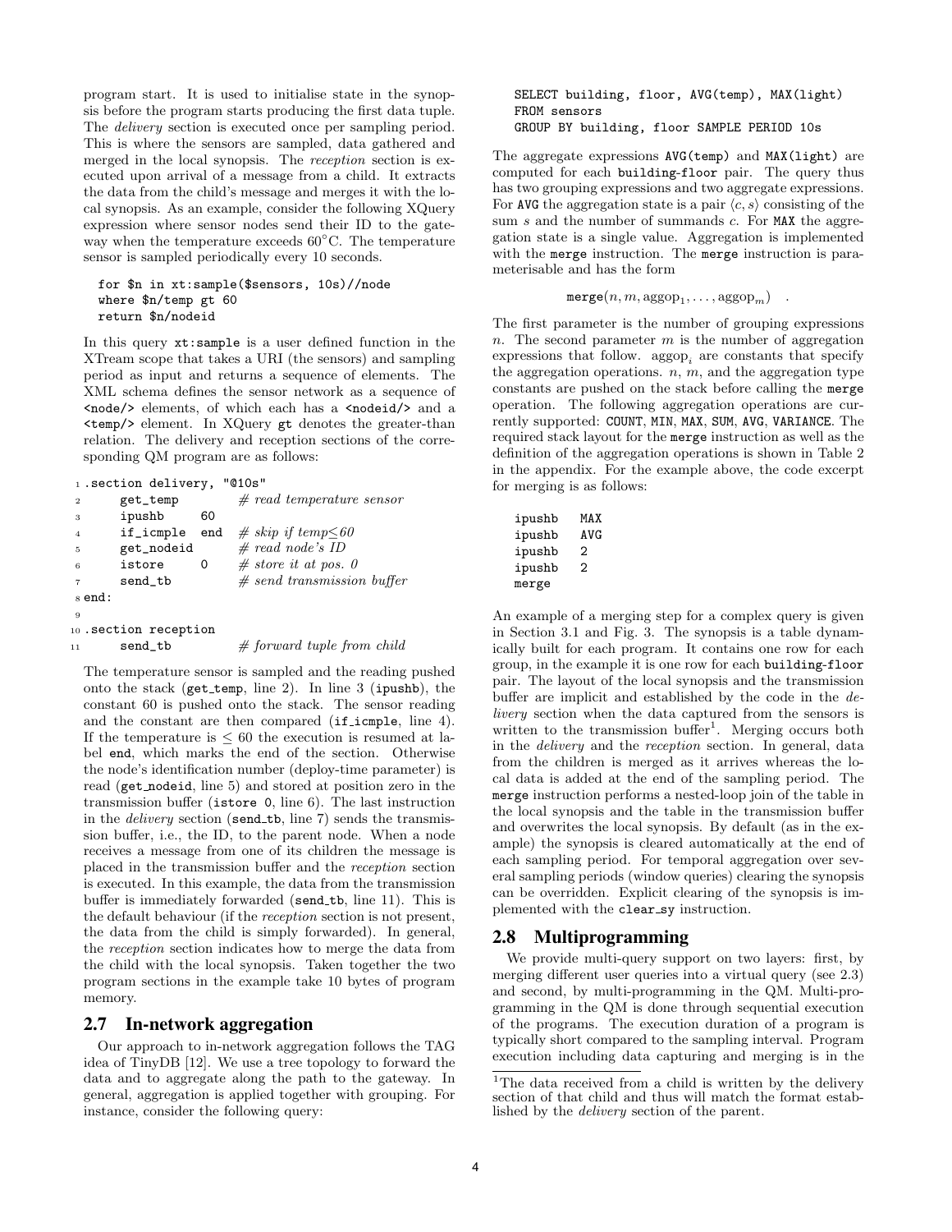program start. It is used to initialise state in the synopsis before the program starts producing the first data tuple. The *delivery* section is executed once per sampling period. This is where the sensors are sampled, data gathered and merged in the local synopsis. The *reception* section is executed upon arrival of a message from a child. It extracts the data from the child's message and merges it with the local synopsis. As an example, consider the following XQuery expression where sensor nodes send their ID to the gateway when the temperature exceeds 60°C. The temperature sensor is sampled periodically every 10 seconds.

```
for $n in xt:sample($sensors, 10s)//node
where $n/temp gt 60
return $n/nodeid
```

In this query `xt:sample` is a user defined function in the XTream scope that takes a URI (the sensors) and sampling period as input and returns a sequence of elements. The XML schema defines the sensor network as a sequence of `<node/>` elements, of which each has a `<nodeid/>` and a `<temp/>` element. In XQuery `gt` denotes the greater-than relation. The delivery and reception sections of the corresponding QM program are as follows:

```
1  .section delivery, "@10s"
2      get_temp          # read temperature sensor
3      ipushb     60
4      if_icmple  end    # skip if temp≤60
5      get_nodeid        # read node's ID
6      istore     0      # store it at pos. 0
7      send_tb           # send transmission buffer
8  end:
9
10 .section reception
11     send_tb           # forward tuple from child
```

The temperature sensor is sampled and the reading pushed onto the stack (`get_temp`, line 2). In line 3 (`ipushb`), the constant 60 is pushed onto the stack. The sensor reading and the constant are then compared (`if_icmple`, line 4). If the temperature is $\leq 60$ the execution is resumed at label `end`, which marks the end of the section. Otherwise the node's identification number (deploy-time parameter) is read (`get_nodeid`, line 5) and stored at position zero in the transmission buffer (`istore 0`, line 6). The last instruction in the *delivery* section (`send_tb`, line 7) sends the transmission buffer, i.e., the ID, to the parent node. When a node receives a message from one of its children the message is placed in the transmission buffer and the *reception* section is executed. In this example, the data from the transmission buffer is immediately forwarded (`send_tb`, line 11). This is the default behaviour (if the *reception* section is not present, the data from the child is simply forwarded). In general, the *reception* section indicates how to merge the data from the child with the local synopsis. Taken together the two program sections in the example take 10 bytes of program memory.

## 2.7 In-network aggregation

Our approach to in-network aggregation follows the TAG idea of TinyDB [12]. We use a tree topology to forward the data and to aggregate along the path to the gateway. In general, aggregation is applied together with grouping. For instance, consider the following query:

```
SELECT building, floor, AVG(temp), MAX(light)
FROM sensors
GROUP BY building, floor SAMPLE PERIOD 10s
```

The aggregate expressions `AVG(temp)` and `MAX(light)` are computed for each `building`-`floor` pair. The query thus has two grouping expressions and two aggregate expressions. For `AVG` the aggregation state is a pair $\langle c, s \rangle$ consisting of the sum $s$ and the number of summands $c$. For `MAX` the aggregation state is a single value. Aggregation is implemented with the `merge` instruction. The `merge` instruction is parameterisable and has the form

$$\texttt{merge}(n, m, \text{aggop}_1, \ldots, \text{aggop}_m) \quad .$$

The first parameter is the number of grouping expressions $n$. The second parameter $m$ is the number of aggregation expressions that follow. $\text{aggop}_i$ are constants that specify the aggregation operations. $n$, $m$, and the aggregation type constants are pushed on the stack before calling the `merge` operation. The following aggregation operations are currently supported: `COUNT`, `MIN`, `MAX`, `SUM`, `AVG`, `VARIANCE`. The required stack layout for the `merge` instruction as well as the definition of the aggregation operations is shown in Table 2 in the appendix. For the example above, the code excerpt for merging is as follows:

```
ipushb   MAX
ipushb   AVG
ipushb   2
ipushb   2
merge
```

An example of a merging step for a complex query is given in Section 3.1 and Fig. 3. The synopsis is a table dynamically built for each program. It contains one row for each group, in the example it is one row for each `building`-`floor` pair. The layout of the local synopsis and the transmission buffer are implicit and established by the code in the *delivery* section when the data captured from the sensors is written to the transmission buffer[1]. Merging occurs both in the *delivery* and the *reception* section. In general, data from the children is merged as it arrives whereas the local data is added at the end of the sampling period. The `merge` instruction performs a nested-loop join of the table in the local synopsis and the table in the transmission buffer and overwrites the local synopsis. By default (as in the example) the synopsis is cleared automatically at the end of each sampling period. For temporal aggregation over several sampling periods (window queries) clearing the synopsis can be overridden. Explicit clearing of the synopsis is implemented with the `clear_sy` instruction.

## 2.8 Multiprogramming

We provide multi-query support on two layers: first, by merging different user queries into a virtual query (see 2.3) and second, by multi-programming in the QM. Multi-programming in the QM is done through sequential execution of the programs. The execution duration of a program is typically short compared to the sampling interval. Program execution including data capturing and merging is in the

[1] The data received from a child is written by the delivery section of that child and thus will match the format established by the *delivery* section of the parent.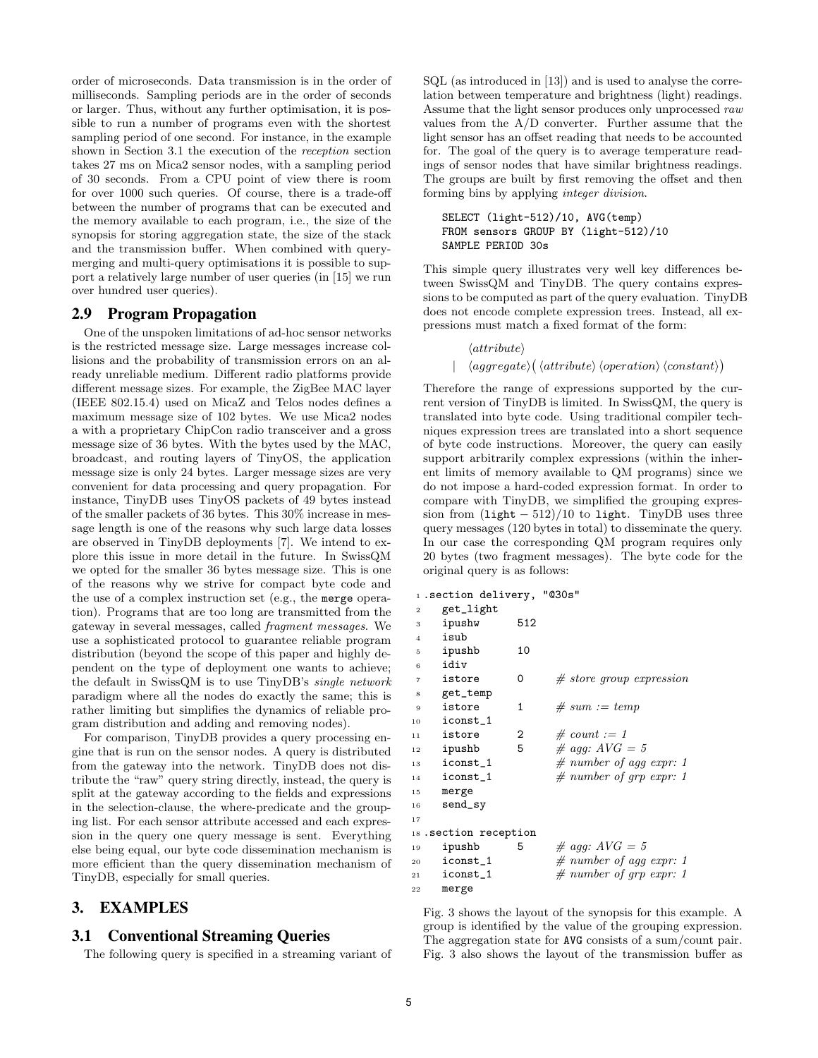order of microseconds. Data transmission is in the order of milliseconds. Sampling periods are in the order of seconds or larger. Thus, without any further optimisation, it is possible to run a number of programs even with the shortest sampling period of one second. For instance, in the example shown in Section 3.1 the execution of the *reception* section takes 27 ms on Mica2 sensor nodes, with a sampling period of 30 seconds. From a CPU point of view there is room for over 1000 such queries. Of course, there is a trade-off between the number of programs that can be executed and the memory available to each program, i.e., the size of the synopsis for storing aggregation state, the size of the stack and the transmission buffer. When combined with query-merging and multi-query optimisations it is possible to support a relatively large number of user queries (in [15] we run over hundred user queries).

## 2.9 Program Propagation

One of the unspoken limitations of ad-hoc sensor networks is the restricted message size. Large messages increase collisions and the probability of transmission errors on an already unreliable medium. Different radio platforms provide different message sizes. For example, the ZigBee MAC layer (IEEE 802.15.4) used on MicaZ and Telos nodes defines a maximum message size of 102 bytes. We use Mica2 nodes a with a proprietary ChipCon radio transceiver and a gross message size of 36 bytes. With the bytes used by the MAC, broadcast, and routing layers of TinyOS, the application message size is only 24 bytes. Larger message sizes are very convenient for data processing and query propagation. For instance, TinyDB uses TinyOS packets of 49 bytes instead of the smaller packets of 36 bytes. This 30% increase in message length is one of the reasons why such large data losses are observed in TinyDB deployments [7]. We intend to explore this issue in more detail in the future. In SwissQM we opted for the smaller 36 bytes message size. This is one of the reasons why we strive for compact byte code and the use of a complex instruction set (e.g., the `merge` operation). Programs that are too long are transmitted from the gateway in several messages, called *fragment messages*. We use a sophisticated protocol to guarantee reliable program distribution (beyond the scope of this paper and highly dependent on the type of deployment one wants to achieve; the default in SwissQM is to use TinyDB's *single network* paradigm where all the nodes do exactly the same; this is rather limiting but simplifies the dynamics of reliable program distribution and adding and removing nodes).

For comparison, TinyDB provides a query processing engine that is run on the sensor nodes. A query is distributed from the gateway into the network. TinyDB does not distribute the "raw" query string directly, instead, the query is split at the gateway according to the fields and expressions in the selection-clause, the where-predicate and the grouping list. For each sensor attribute accessed and each expression in the query one query message is sent. Everything else being equal, our byte code dissemination mechanism is more efficient than the query dissemination mechanism of TinyDB, especially for small queries.

# 3. EXAMPLES

## 3.1 Conventional Streaming Queries

The following query is specified in a streaming variant of SQL (as introduced in [13]) and is used to analyse the correlation between temperature and brightness (light) readings. Assume that the light sensor produces only unprocessed *raw* values from the A/D converter. Further assume that the light sensor has an offset reading that needs to be accounted for. The goal of the query is to average temperature readings of sensor nodes that have similar brightness readings. The groups are built by first removing the offset and then forming bins by applying *integer division*.

```
SELECT (light-512)/10, AVG(temp)
FROM sensors GROUP BY (light-512)/10
SAMPLE PERIOD 30s
```

This simple query illustrates very well key differences between SwissQM and TinyDB. The query contains expressions to be computed as part of the query evaluation. TinyDB does not encode complete expression trees. Instead, all expressions must match a fixed format of the form:

$$\begin{array}{ll} & \langle attribute \rangle \\ | & \langle aggregate \rangle \big( \langle attribute \rangle \, \langle operation \rangle \, \langle constant \rangle \big) \end{array}$$

Therefore the range of expressions supported by the current version of TinyDB is limited. In SwissQM, the query is translated into byte code. Using traditional compiler techniques expression trees are translated into a short sequence of byte code instructions. Moreover, the query can easily support arbitrarily complex expressions (within the inherent limits of memory available to QM programs) since we do not impose a hard-coded expression format. In order to compare with TinyDB, we simplified the grouping expression from `(light − 512)/10` to `light`. TinyDB uses three query messages (120 bytes in total) to disseminate the query. In our case the corresponding QM program requires only 20 bytes (two fragment messages). The byte code for the original query is as follows:

```
 1 .section delivery, "@30s"
 2    get_light
 3    ipushw      512
 4    isub
 5    ipushb      10
 6    idiv
 7    istore      0      # store group expression
 8    get_temp
 9    istore      1      # sum := temp
10    iconst_1
11    istore      2      # count := 1
12    ipushb      5      # agg: AVG = 5
13    iconst_1           # number of agg expr: 1
14    iconst_1           # number of grp expr: 1
15    merge
16    send_sy
17
18 .section reception
19    ipushb      5      # agg: AVG = 5
20    iconst_1           # number of agg expr: 1
21    iconst_1           # number of grp expr: 1
22    merge
```

Fig. 3 shows the layout of the synopsis for this example. A group is identified by the value of the grouping expression. The aggregation state for `AVG` consists of a sum/count pair. Fig. 3 also shows the layout of the transmission buffer as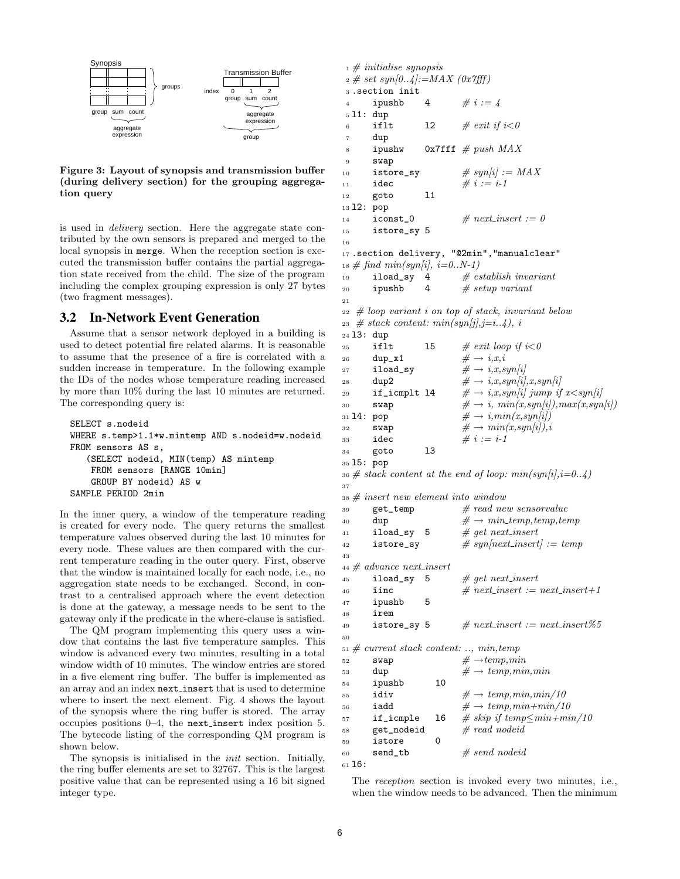Synopsis

| group | sum | count |
|---|---|---|
| | | |
| : | : | : |
| | | |

groups — aggregate expression

Transmission Buffer

| index | 0 | 1 | 2 |
|---|---|---|---|
| | group | sum | count |

aggregate expression — group

**Figure 3: Layout of synopsis and transmission buffer (during delivery section) for the grouping aggregation query**

is used in *delivery* section. Here the aggregate state contributed by the own sensors is prepared and merged to the local synopsis in merge. When the reception section is executed the transmission buffer contains the partial aggregation state received from the child. The size of the program including the complex grouping expression is only 27 bytes (two fragment messages).

## 3.2 In-Network Event Generation

Assume that a sensor network deployed in a building is used to detect potential fire related alarms. It is reasonable to assume that the presence of a fire is correlated with a sudden increase in temperature. In the following example the IDs of the nodes whose temperature reading increased by more than 10% during the last 10 minutes are returned. The corresponding query is:

```
SELECT s.nodeid
WHERE s.temp>1.1*w.mintemp AND s.nodeid=w.nodeid
FROM sensors AS s,
   (SELECT nodeid, MIN(temp) AS mintemp
    FROM sensors [RANGE 10min]
    GROUP BY nodeid) AS w
SAMPLE PERIOD 2min
```

In the inner query, a window of the temperature reading is created for every node. The query returns the smallest temperature values observed during the last 10 minutes for every node. These values are then compared with the current temperature reading in the outer query. First, observe that the window is maintained locally for each node, i.e., no aggregation state needs to be exchanged. Second, in contrast to a centralised approach where the event detection is done at the gateway, a message needs to be sent to the gateway only if the predicate in the where-clause is satisfied.

The QM program implementing this query uses a window that contains the last five temperature samples. This window is advanced every two minutes, resulting in a total window width of 10 minutes. The window entries are stored in a five element ring buffer. The buffer is implemented as an array and an index next_insert that is used to determine where to insert the next element. Fig. 4 shows the layout of the synopsis where the ring buffer is stored. The array occupies positions 0–4, the next_insert index position 5. The bytecode listing of the corresponding QM program is shown below.

The synopsis is initialised in the *init* section. Initially, the ring buffer elements are set to 32767. This is the largest positive value that can be represented using a 16 bit signed integer type.

```
 1 # initialise synopsis
 2 # set syn[0..4]:=MAX (0x7fff)
 3 .section init
 4      ipushb    4        # i := 4
 5 l1: dup
 6      iflt      l2       # exit if i<0
 7      dup
 8      ipushw    0x7fff   # push MAX
 9      swap
10      istore_sy          # syn[i] := MAX
11      idec               # i := i-1
12      goto      l1
13 l2: pop
14      iconst_0           # next_insert := 0
15      istore_sy 5
16
17 .section delivery, "@2min","manualclear"
18 # find min(syn[i], i=0..N-1)
19      iload_sy  4        # establish invariant
20      ipushb    4        # setup variant
21
22 # loop variant i on top of stack, invariant below
23 # stack content: min(syn[j],j=i..4), i
24 l3: dup
25      iflt      l5       # exit loop if i<0
26      dup_x1             # → i,x,i
27      iload_sy           # → i,x,syn[i]
28      dup2               # → i,x,syn[i],x,syn[i]
29      if_icmplt l4       # → i,x,syn[i] jump if x<syn[i]
30      swap               # → i, min(x,syn[i]),max(x,syn[i])
31 l4: pop                 # → i,min(x,syn[i])
32      swap               # → min(x,syn[i]),i
33      idec               # i := i-1
34      goto      l3
35 l5: pop
36 # stack content at the end of loop: min(syn[i],i=0..4)
37
38 # insert new element into window
39      get_temp           # read new sensorvalue
40      dup                # → min_temp,temp,temp
41      iload_sy  5        # get next_insert
42      istore_sy          # syn[next_insert] := temp
43
44 # advance next_insert
45      iload_sy  5        # get next_insert
46      iinc               # next_insert := next_insert+1
47      ipushb    5
48      irem
49      istore_sy 5        # next_insert := next_insert%5
50
51 # current stack content: .., min,temp
52      swap               # →temp,min
53      dup                # → temp,min,min
54      ipushb     10
55      idiv               # → temp,min,min/10
56      iadd               # → temp,min+min/10
57      if_icmple  l6      # skip if temp≤min+min/10
58      get_nodeid         # read nodeid
59      istore     0
60      send_tb            # send nodeid
61 l6:
```

The *reception* section is invoked every two minutes, i.e., when the window needs to be advanced. Then the minimum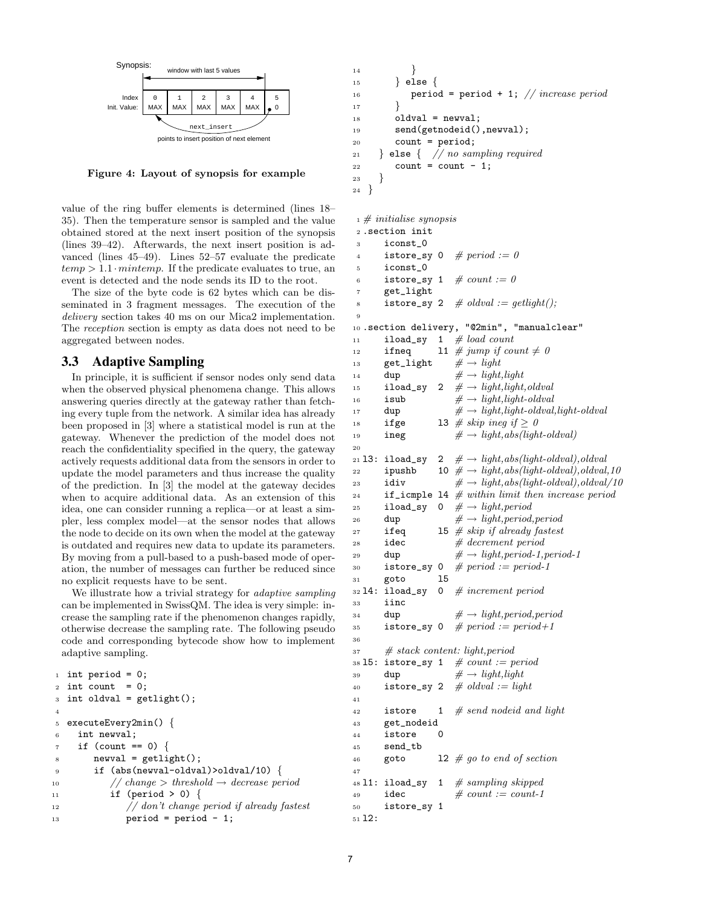Synopsis:

| Index | 0 | 1 | 2 | 3 | 4 | 5 |
|---|---|---|---|---|---|---|
| Init. Value: | MAX | MAX | MAX | MAX | MAX | 0 |

window with last 5 values

next_insert: points to insert position of next element

**Figure 4: Layout of synopsis for example**

value of the ring buffer elements is determined (lines 18–35). Then the temperature sensor is sampled and the value obtained stored at the next insert position of the synopsis (lines 39–42). Afterwards, the next insert position is advanced (lines 45–49). Lines 52–57 evaluate the predicate $temp > 1.1 \cdot mintemp$. If the predicate evaluates to true, an event is detected and the node sends its ID to the root.

The size of the byte code is 62 bytes which can be disseminated in 3 fragment messages. The execution of the *delivery* section takes 40 ms on our Mica2 implementation. The *reception* section is empty as data does not need to be aggregated between nodes.

## 3.3 Adaptive Sampling

In principle, it is sufficient if sensor nodes only send data when the observed physical phenomena change. This allows answering queries directly at the gateway rather than fetching every tuple from the network. A similar idea has already been proposed in [3] where a statistical model is run at the gateway. Whenever the prediction of the model does not reach the confidentiality specified in the query, the gateway actively requests additional data from the sensors in order to update the model parameters and thus increase the quality of the prediction. In [3] the model at the gateway decides when to acquire additional data. As an extension of this idea, one can consider running a replica—or at least a simpler, less complex model—at the sensor nodes that allows the node to decide on its own when the model at the gateway is outdated and requires new data to update its parameters. By moving from a pull-based to a push-based mode of operation, the number of messages can further be reduced since no explicit requests have to be sent.

We illustrate how a trivial strategy for *adaptive sampling* can be implemented in SwissQM. The idea is very simple: increase the sampling rate if the phenomenon changes rapidly, otherwise decrease the sampling rate. The following pseudo code and corresponding bytecode show how to implement adaptive sampling.

```
 1 int period = 0;
 2 int count  = 0;
 3 int oldval = getlight();
 4
 5 executeEvery2min() {
 6   int newval;
 7   if (count == 0) {
 8      newval = getlight();
 9      if (abs(newval-oldval)>oldval/10) {
10         // change > threshold → decrease period
11         if (period > 0) {
12            // don't change period if already fastest
13            period = period - 1;
14         }
15      } else {
16         period = period + 1; // increase period
17      }
18      oldval = newval;
19      send(getnodeid(),newval);
20      count = period;
21   } else {  // no sampling required
22      count = count - 1;
23   }
24 }
```

```
 1 # initialise synopsis
 2 .section init
 3     iconst_0
 4     istore_sy 0   # period := 0
 5     iconst_0
 6     istore_sy 1   # count := 0
 7     get_light
 8     istore_sy 2   # oldval := getlight();
 9
10 .section delivery, "@2min", "manualclear"
11     iload_sy  1   # load count
12     ifneq     l1  # jump if count ≠ 0
13     get_light     # → light
14     dup           # → light,light
15     iload_sy  2   # → light,light,oldval
16     isub          # → light,light-oldval
17     dup           # → light,light-oldval,light-oldval
18     ifge      l3  # skip ineg if ≥ 0
19     ineg          # → light,abs(light-oldval)
20
21 l3: iload_sy  2   # → light,abs(light-oldval),oldval
22     ipushb    10  # → light,abs(light-oldval),oldval,10
23     idiv          # → light,abs(light-oldval),oldval/10
24     if_icmple l4  # within limit then increase period
25     iload_sy  0   # → light,period
26     dup           # → light,period,period
27     ifeq      l5  # skip if already fastest
28     idec          # decrement period
29     dup           # → light,period-1,period-1
30     istore_sy 0   # period := period-1
31     goto      l5
32 l4: iload_sy  0   # increment period
33     iinc
34     dup           # → light,period,period
35     istore_sy 0   # period := period+1
36
37     # stack content: light,period
38 l5: istore_sy 1   # count := period
39     dup           # → light,light
40     istore_sy 2   # oldval := light
41
42     istore    1   # send nodeid and light
43     get_nodeid
44     istore    0
45     send_tb
46     goto      l2  # go to end of section
47
48 l1: iload_sy  1   # sampling skipped
49     idec          # count := count-1
50     istore_sy 1
51 l2:
```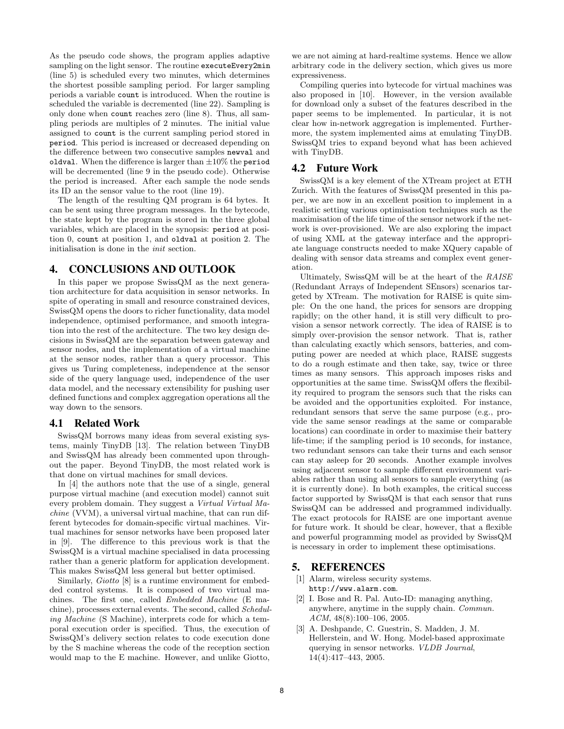As the pseudo code shows, the program applies adaptive sampling on the light sensor. The routine `executeEvery2min` (line 5) is scheduled every two minutes, which determines the shortest possible sampling period. For larger sampling periods a variable `count` is introduced. When the routine is scheduled the variable is decremented (line 22). Sampling is only done when `count` reaches zero (line 8). Thus, all sampling periods are multiples of 2 minutes. The initial value assigned to `count` is the current sampling period stored in `period`. This period is increased or decreased depending on the difference between two consecutive samples `newval` and `oldval`. When the difference is larger than $\pm 10\%$ the `period` will be decremented (line 9 in the pseudo code). Otherwise the period is increased. After each sample the node sends its ID an the sensor value to the root (line 19).

The length of the resulting QM program is 64 bytes. It can be sent using three program messages. In the bytecode, the state kept by the program is stored in the three global variables, which are placed in the synopsis: `period` at position 0, `count` at position 1, and `oldval` at position 2. The initialisation is done in the *init* section.

## 4. CONCLUSIONS AND OUTLOOK

In this paper we propose SwissQM as the next generation architecture for data acquisition in sensor networks. In spite of operating in small and resource constrained devices, SwissQM opens the doors to richer functionality, data model independence, optimised performance, and smooth integration into the rest of the architecture. The two key design decisions in SwissQM are the separation between gateway and sensor nodes, and the implementation of a virtual machine at the sensor nodes, rather than a query processor. This gives us Turing completeness, independence at the sensor side of the query language used, independence of the user data model, and the necessary extensibility for pushing user defined functions and complex aggregation operations all the way down to the sensors.

### 4.1 Related Work

SwissQM borrows many ideas from several existing systems, mainly TinyDB [13]. The relation between TinyDB and SwissQM has already been commented upon throughout the paper. Beyond TinyDB, the most related work is that done on virtual machines for small devices.

In [4] the authors note that the use of a single, general purpose virtual machine (and execution model) cannot suit every problem domain. They suggest a *Virtual Virtual Machine* (VVM), a universal virtual machine, that can run different bytecodes for domain-specific virtual machines. Virtual machines for sensor networks have been proposed later in [9]. The difference to this previous work is that the SwissQM is a virtual machine specialised in data processing rather than a generic platform for application development. This makes SwissQM less general but better optimised.

Similarly, *Giotto* [8] is a runtime environment for embedded control systems. It is composed of two virtual machines. The first one, called *Embedded Machine* (E machine), processes external events. The second, called *Scheduling Machine* (S Machine), interprets code for which a temporal execution order is specified. Thus, the execution of SwissQM's delivery section relates to code execution done by the S machine whereas the code of the reception section would map to the E machine. However, and unlike Giotto, we are not aiming at hard-realtime systems. Hence we allow arbitrary code in the delivery section, which gives us more expressiveness.

Compiling queries into bytecode for virtual machines was also proposed in [10]. However, in the version available for download only a subset of the features described in the paper seems to be implemented. In particular, it is not clear how in-network aggregation is implemented. Furthermore, the system implemented aims at emulating TinyDB. SwissQM tries to expand beyond what has been achieved with TinyDB.

### 4.2 Future Work

SwissQM is a key element of the XTream project at ETH Zurich. With the features of SwissQM presented in this paper, we are now in an excellent position to implement in a realistic setting various optimisation techniques such as the maximisation of the life time of the sensor network if the network is over-provisioned. We are also exploring the impact of using XML at the gateway interface and the appropriate language constructs needed to make XQuery capable of dealing with sensor data streams and complex event generation.

Ultimately, SwissQM will be at the heart of the *RAISE* (Redundant Arrays of Independent SEnsors) scenarios targeted by XTream. The motivation for RAISE is quite simple: On the one hand, the prices for sensors are dropping rapidly; on the other hand, it is still very difficult to provision a sensor network correctly. The idea of RAISE is to simply over-provision the sensor network. That is, rather than calculating exactly which sensors, batteries, and computing power are needed at which place, RAISE suggests to do a rough estimate and then take, say, twice or three times as many sensors. This approach imposes risks and opportunities at the same time. SwissQM offers the flexibility required to program the sensors such that the risks can be avoided and the opportunities exploited. For instance, redundant sensors that serve the same purpose (e.g., provide the same sensor readings at the same or comparable locations) can coordinate in order to maximise their battery life-time; if the sampling period is 10 seconds, for instance, two redundant sensors can take their turns and each sensor can stay asleep for 20 seconds. Another example involves using adjacent sensor to sample different environment variables rather than using all sensors to sample everything (as it is currently done). In both examples, the critical success factor supported by SwissQM is that each sensor that runs SwissQM can be addressed and programmed individually. The exact protocols for RAISE are one important avenue for future work. It should be clear, however, that a flexible and powerful programming model as provided by SwissQM is necessary in order to implement these optimisations.

## 5. REFERENCES

[1] Alarm, wireless security systems. `http://www.alarm.com`.

[2] I. Bose and R. Pal. Auto-ID: managing anything, anywhere, anytime in the supply chain. *Commun. ACM*, 48(8):100–106, 2005.

[3] A. Deshpande, C. Guestrin, S. Madden, J. M. Hellerstein, and W. Hong. Model-based approximate querying in sensor networks. *VLDB Journal*, 14(4):417–443, 2005.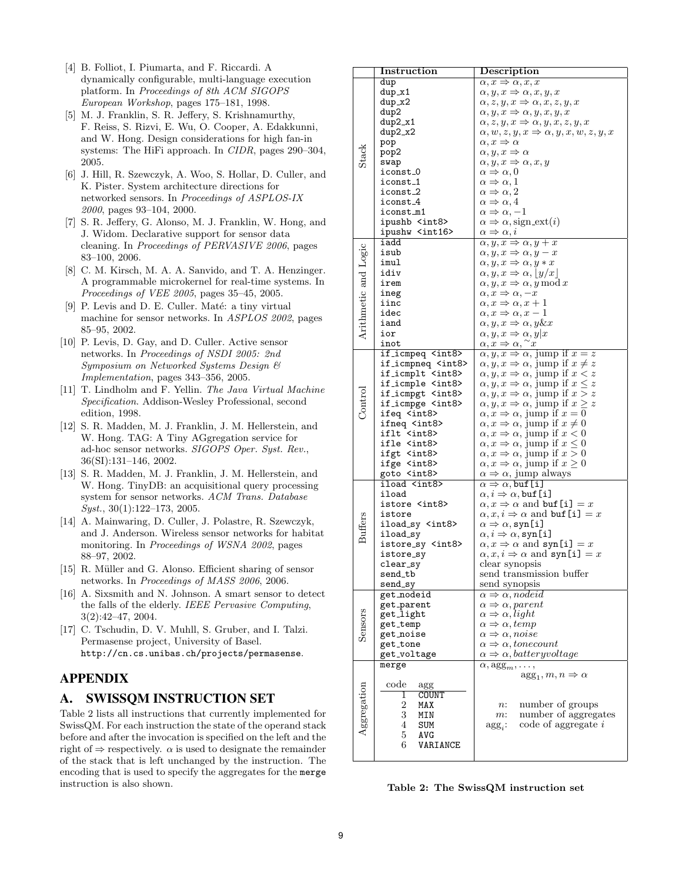[4] B. Folliot, I. Piumarta, and F. Riccardi. A dynamically configurable, multi-language execution platform. In *Proceedings of 8th ACM SIGOPS European Workshop*, pages 175–181, 1998.

[5] M. J. Franklin, S. R. Jeffery, S. Krishnamurthy, F. Reiss, S. Rizvi, E. Wu, O. Cooper, A. Edakkunni, and W. Hong. Design considerations for high fan-in systems: The HiFi approach. In *CIDR*, pages 290–304, 2005.

[6] J. Hill, R. Szewczyk, A. Woo, S. Hollar, D. Culler, and K. Pister. System architecture directions for networked sensors. In *Proceedings of ASPLOS-IX 2000*, pages 93–104, 2000.

[7] S. R. Jeffery, G. Alonso, M. J. Franklin, W. Hong, and J. Widom. Declarative support for sensor data cleaning. In *Proceedings of PERVASIVE 2006*, pages 83–100, 2006.

[8] C. M. Kirsch, M. A. A. Sanvido, and T. A. Henzinger. A programmable microkernel for real-time systems. In *Proceedings of VEE 2005*, pages 35–45, 2005.

[9] P. Levis and D. E. Culler. Maté: a tiny virtual machine for sensor networks. In *ASPLOS 2002*, pages 85–95, 2002.

[10] P. Levis, D. Gay, and D. Culler. Active sensor networks. In *Proceedings of NSDI 2005: 2nd Symposium on Networked Systems Design & Implementation*, pages 343–356, 2005.

[11] T. Lindholm and F. Yellin. *The Java Virtual Machine Specification*. Addison-Wesley Professional, second edition, 1998.

[12] S. R. Madden, M. J. Franklin, J. M. Hellerstein, and W. Hong. TAG: A Tiny AGgregation service for ad-hoc sensor networks. *SIGOPS Oper. Syst. Rev.*, 36(SI):131–146, 2002.

[13] S. R. Madden, M. J. Franklin, J. M. Hellerstein, and W. Hong. TinyDB: an acquisitional query processing system for sensor networks. *ACM Trans. Database Syst.*, 30(1):122–173, 2005.

[14] A. Mainwaring, D. Culler, J. Polastre, R. Szewczyk, and J. Anderson. Wireless sensor networks for habitat monitoring. In *Proceedings of WSNA 2002*, pages 88–97, 2002.

[15] R. Müller and G. Alonso. Efficient sharing of sensor networks. In *Proceedings of MASS 2006*, 2006.

[16] A. Sixsmith and N. Johnson. A smart sensor to detect the falls of the elderly. *IEEE Pervasive Computing*, 3(2):42–47, 2004.

[17] C. Tschudin, D. V. Muhll, S. Gruber, and I. Talzi. Permasense project, University of Basel. http://cn.cs.unibas.ch/projects/permasense.

# APPENDIX

## A. SWISSQM INSTRUCTION SET

Table 2 lists all instructions that currently implemented for SwissQM. For each instruction the state of the operand stack before and after the invocation is specified on the left and the right of ⇒ respectively. $\alpha$ is used to designate the remainder of the stack that is left unchanged by the instruction. The encoding that is used to specify the aggregates for the merge instruction is also shown.

| | Instruction | Description |
|---|---|---|
| Stack | dup | $\alpha, x \Rightarrow \alpha, x, x$ |
| | dup_x1 | $\alpha, y, x \Rightarrow \alpha, x, y, x$ |
| | dup_x2 | $\alpha, z, y, x \Rightarrow \alpha, x, z, y, x$ |
| | dup2 | $\alpha, y, x \Rightarrow \alpha, y, x, y, x$ |
| | dup2_x1 | $\alpha, z, y, x \Rightarrow \alpha, y, x, z, y, x$ |
| | dup2_x2 | $\alpha, w, z, y, x \Rightarrow \alpha, y, x, w, z, y, x$ |
| | pop | $\alpha, x \Rightarrow \alpha$ |
| | pop2 | $\alpha, y, x \Rightarrow \alpha$ |
| | swap | $\alpha, y, x \Rightarrow \alpha, x, y$ |
| | iconst_0 | $\alpha \Rightarrow \alpha, 0$ |
| | iconst_1 | $\alpha \Rightarrow \alpha, 1$ |
| | iconst_2 | $\alpha \Rightarrow \alpha, 2$ |
| | iconst_4 | $\alpha \Rightarrow \alpha, 4$ |
| | iconst_m1 | $\alpha \Rightarrow \alpha, -1$ |
| | ipushb <int8> | $\alpha \Rightarrow \alpha, \text{sign\_ext}(i)$ |
| | ipushw <int16> | $\alpha \Rightarrow \alpha, i$ |
| Arithmetic and Logic | iadd | $\alpha, y, x \Rightarrow \alpha, y + x$ |
| | isub | $\alpha, y, x \Rightarrow \alpha, y - x$ |
| | imul | $\alpha, y, x \Rightarrow \alpha, y * x$ |
| | idiv | $\alpha, y, x \Rightarrow \alpha, \lfloor y/x \rfloor$ |
| | irem | $\alpha, y, x \Rightarrow \alpha, y \bmod x$ |
| | ineg | $\alpha, x \Rightarrow \alpha, -x$ |
| | iinc | $\alpha, x \Rightarrow \alpha, x + 1$ |
| | idec | $\alpha, x \Rightarrow \alpha, x - 1$ |
| | iand | $\alpha, y, x \Rightarrow \alpha, y \& x$ |
| | ior | $\alpha, y, x \Rightarrow \alpha, y \vert x$ |
| | inot | $\alpha, x \Rightarrow \alpha, {}^{\sim}x$ |
| Control | if_icmpeq <int8> | $\alpha, y, x \Rightarrow \alpha$, jump if $x = z$ |
| | if_icmpneq <int8> | $\alpha, y, x \Rightarrow \alpha$, jump if $x \neq z$ |
| | if_icmplt <int8> | $\alpha, y, x \Rightarrow \alpha$, jump if $x < z$ |
| | if_icmple <int8> | $\alpha, y, x \Rightarrow \alpha$, jump if $x \leq z$ |
| | if_icmpgt <int8> | $\alpha, y, x \Rightarrow \alpha$, jump if $x > z$ |
| | if_icmpge <int8> | $\alpha, y, x \Rightarrow \alpha$, jump if $x \geq z$ |
| | ifeq <int8> | $\alpha, x \Rightarrow \alpha$, jump if $x = 0$ |
| | ifneq <int8> | $\alpha, x \Rightarrow \alpha$, jump if $x \neq 0$ |
| | iflt <int8> | $\alpha, x \Rightarrow \alpha$, jump if $x < 0$ |
| | ifle <int8> | $\alpha, x \Rightarrow \alpha$, jump if $x \leq 0$ |
| | ifgt <int8> | $\alpha, x \Rightarrow \alpha$, jump if $x > 0$ |
| | ifge <int8> | $\alpha, x \Rightarrow \alpha$, jump if $x \geq 0$ |
| | goto <int8> | $\alpha \Rightarrow \alpha$, jump always |
| Buffers | iload <int8> | $\alpha \Rightarrow \alpha$, buf[i] |
| | iload | $\alpha, i \Rightarrow \alpha$, buf[i] |
| | istore <int8> | $\alpha, x \Rightarrow \alpha$ and buf[i] $= x$ |
| | istore | $\alpha, x, i \Rightarrow \alpha$ and buf[i] $= x$ |
| | iload_sy <int8> | $\alpha \Rightarrow \alpha$, syn[i] |
| | iload_sy | $\alpha, i \Rightarrow \alpha$, syn[i] |
| | istore_sy <int8> | $\alpha, x \Rightarrow \alpha$ and syn[i] $= x$ |
| | istore_sy | $\alpha, x, i \Rightarrow \alpha$ and syn[i] $= x$ |
| | clear_sy | clear synopsis |
| | send_tb | send transmission buffer |
| | send_sy | send synopsis |
| Sensors | get_nodeid | $\alpha \Rightarrow \alpha, nodeid$ |
| | get_parent | $\alpha \Rightarrow \alpha, parent$ |
| | get_light | $\alpha \Rightarrow \alpha, light$ |
| | get_temp | $\alpha \Rightarrow \alpha, temp$ |
| | get_noise | $\alpha \Rightarrow \alpha, noise$ |
| | get_tone | $\alpha \Rightarrow \alpha, tonecount$ |
| | get_voltage | $\alpha \Rightarrow \alpha, batteryvoltage$ |
| Aggregation | merge | $\alpha, \text{agg}_m, \ldots, \text{agg}_1, m, n \Rightarrow \alpha$ |
| | code agg: 1 COUNT, 2 MAX, 3 MIN, 4 SUM, 5 AVG, 6 VARIANCE | $n$: number of groups; $m$: number of aggregates; $\text{agg}_i$: code of aggregate $i$ |

**Table 2: The SwissQM instruction set**